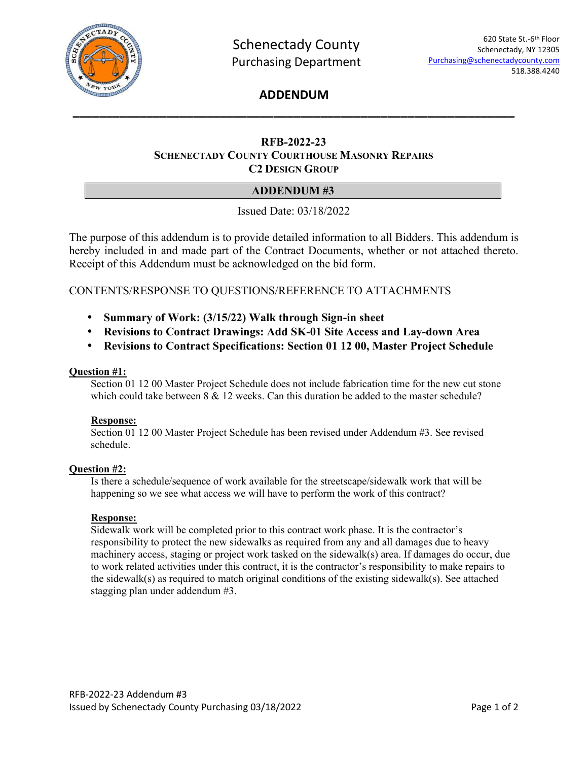Schenectady County
Purchasing Department

620 State St.-6th Floor
Schenectady, NY 12305
Purchasing@schenectadycounty.com
518.388.4240

# ADDENDUM

## RFB-2022-23
### SCHENECTADY COUNTY COURTHOUSE MASONRY REPAIRS
### C2 DESIGN GROUP

## ADDENDUM #3

Issued Date: 03/18/2022

The purpose of this addendum is to provide detailed information to all Bidders. This addendum is hereby included in and made part of the Contract Documents, whether or not attached thereto. Receipt of this Addendum must be acknowledged on the bid form.

CONTENTS/RESPONSE TO QUESTIONS/REFERENCE TO ATTACHMENTS

- **Summary of Work: (3/15/22) Walk through Sign-in sheet**
- **Revisions to Contract Drawings: Add SK-01 Site Access and Lay-down Area**
- **Revisions to Contract Specifications: Section 01 12 00, Master Project Schedule**

**Question #1:**

Section 01 12 00 Master Project Schedule does not include fabrication time for the new cut stone which could take between 8 & 12 weeks. Can this duration be added to the master schedule?

**Response:**

Section 01 12 00 Master Project Schedule has been revised under Addendum #3. See revised schedule.

**Question #2:**

Is there a schedule/sequence of work available for the streetscape/sidewalk work that will be happening so we see what access we will have to perform the work of this contract?

**Response:**

Sidewalk work will be completed prior to this contract work phase. It is the contractor's responsibility to protect the new sidewalks as required from any and all damages due to heavy machinery access, staging or project work tasked on the sidewalk(s) area. If damages do occur, due to work related activities under this contract, it is the contractor's responsibility to make repairs to the sidewalk(s) as required to match original conditions of the existing sidewalk(s). See attached stagging plan under addendum #3.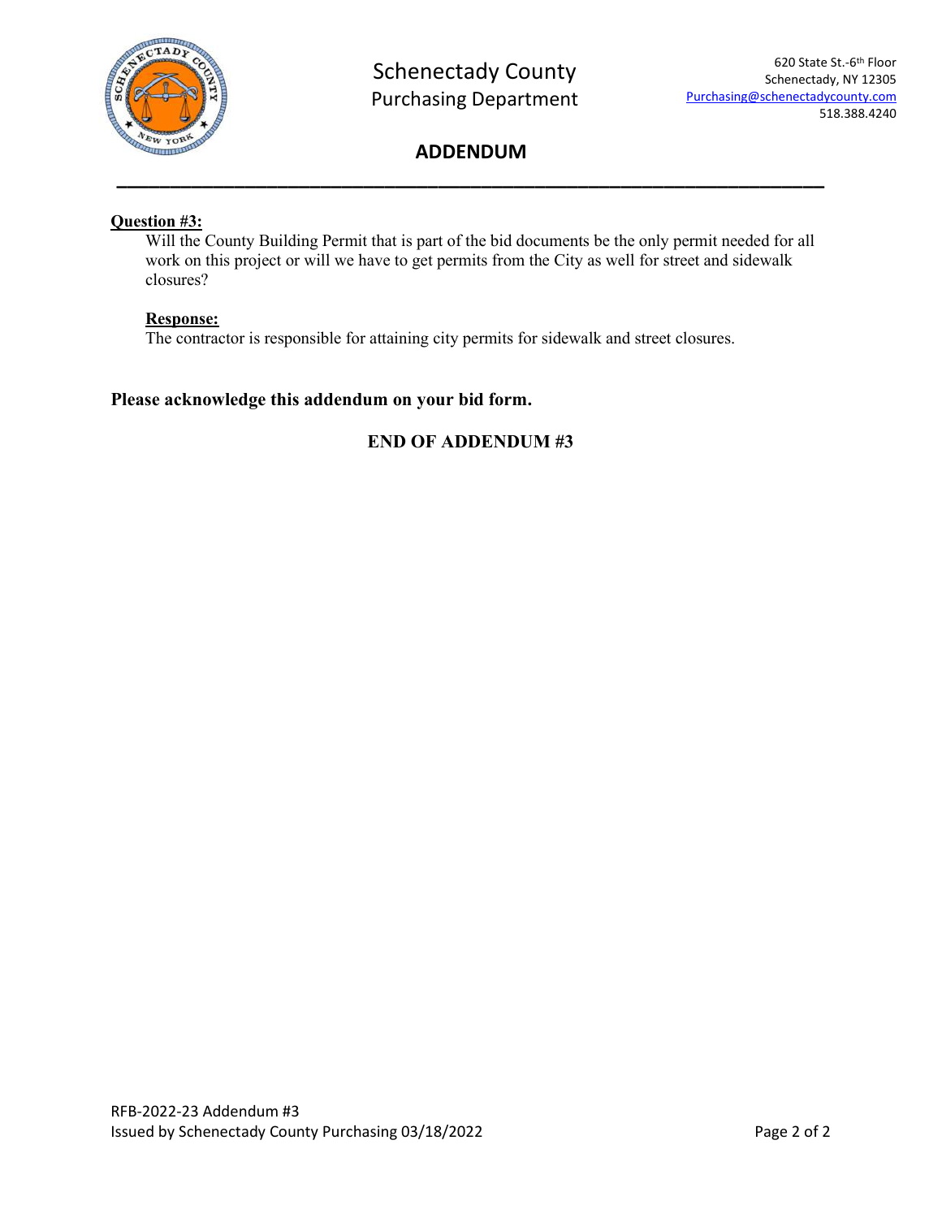# Schenectady County
## Purchasing Department

620 State St.-6th Floor
Schenectady, NY 12305
Purchasing@schenectadycounty.com
518.388.4240

## ADDENDUM

---

**Question #3:**

Will the County Building Permit that is part of the bid documents be the only permit needed for all work on this project or will we have to get permits from the City as well for street and sidewalk closures?

**Response:**

The contractor is responsible for attaining city permits for sidewalk and street closures.

**Please acknowledge this addendum on your bid form.**

**END OF ADDENDUM #3**

RFB-2022-23 Addendum #3
Issued by Schenectady County Purchasing 03/18/2022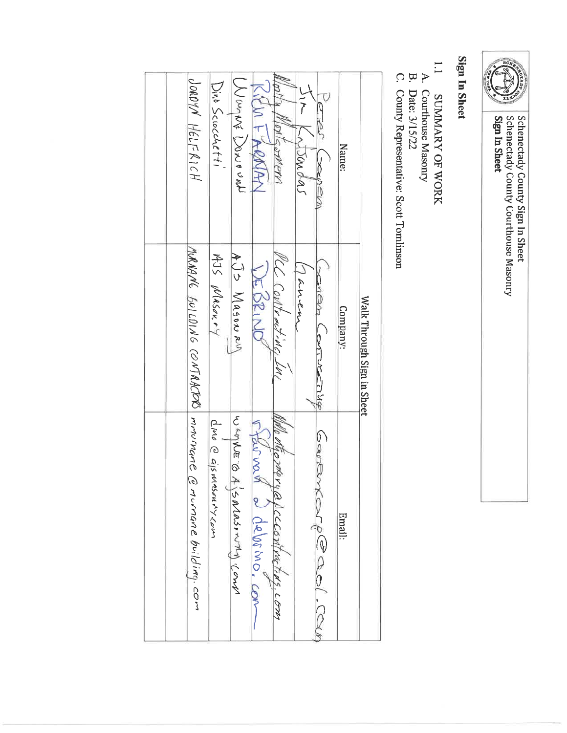Schenectady County Sign In Sheet
Schenectady County Courthouse Masonry
**Sign In Sheet**

## Sign In Sheet

1.1 SUMMARY OF WORK

A. Courthouse Masonry
B. Date: 3/15/22
C. County Representative: Scott Tomlinson

| Walk Through Sign in Sheet | | |
|---|---|---|
| Name: | Company: | Email: |
| Peter Ganem | Ganem Contracting | GanemCorp@aol.com |
| Jim Kutsondas | Ganem | |
| Molly Montgomery | PCC Contracting Inc | Mmontgomery@pcccontracting.com |
| Rich Fairman | DeBrino | rfairman@debrino.com |
| Wayne Donovan | AJS Masonry | wayne@ajsmasonry.com |
| Dino Sciocchetti | AJS Masonry | dino@ajsmasonry.com |
| JORDYN HELFRICH | MURNANE BUILDING CONTRACTORS | mmurnane@murnanebuilding.com |
| | | |
| | | |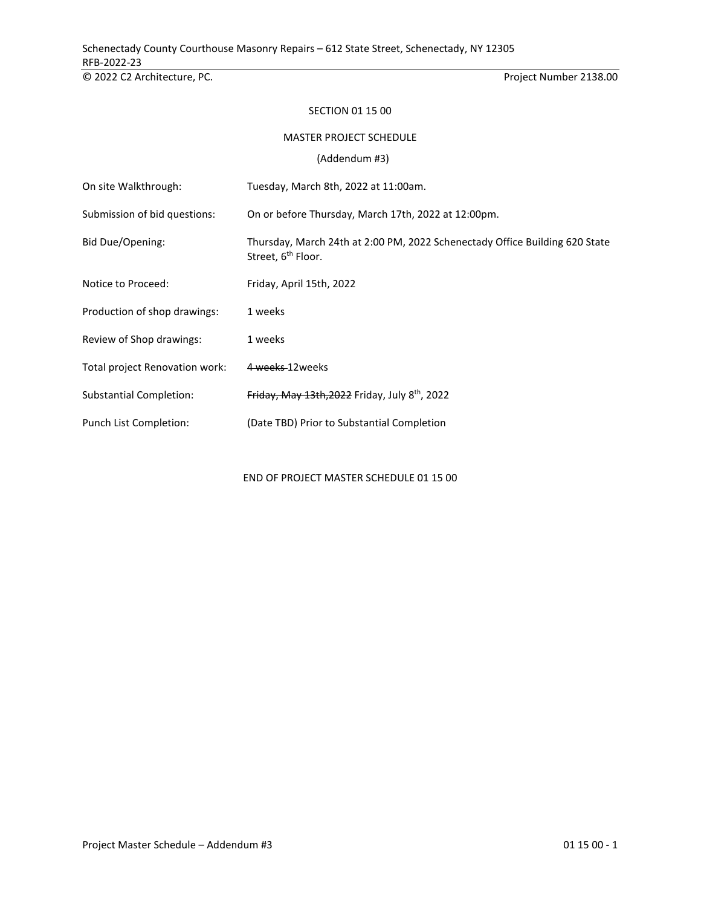SECTION 01 15 00

MASTER PROJECT SCHEDULE

(Addendum #3)

| | |
|---|---|
| On site Walkthrough: | Tuesday, March 8th, 2022 at 11:00am. |
| Submission of bid questions: | On or before Thursday, March 17th, 2022 at 12:00pm. |
| Bid Due/Opening: | Thursday, March 24th at 2:00 PM, 2022 Schenectady Office Building 620 State Street, 6th Floor. |
| Notice to Proceed: | Friday, April 15th, 2022 |
| Production of shop drawings: | 1 weeks |
| Review of Shop drawings: | 1 weeks |
| Total project Renovation work: | ~~4 weeks~~ 12weeks |
| Substantial Completion: | ~~Friday, May 13th,2022~~ Friday, July 8th, 2022 |
| Punch List Completion: | (Date TBD) Prior to Substantial Completion |

END OF PROJECT MASTER SCHEDULE 01 15 00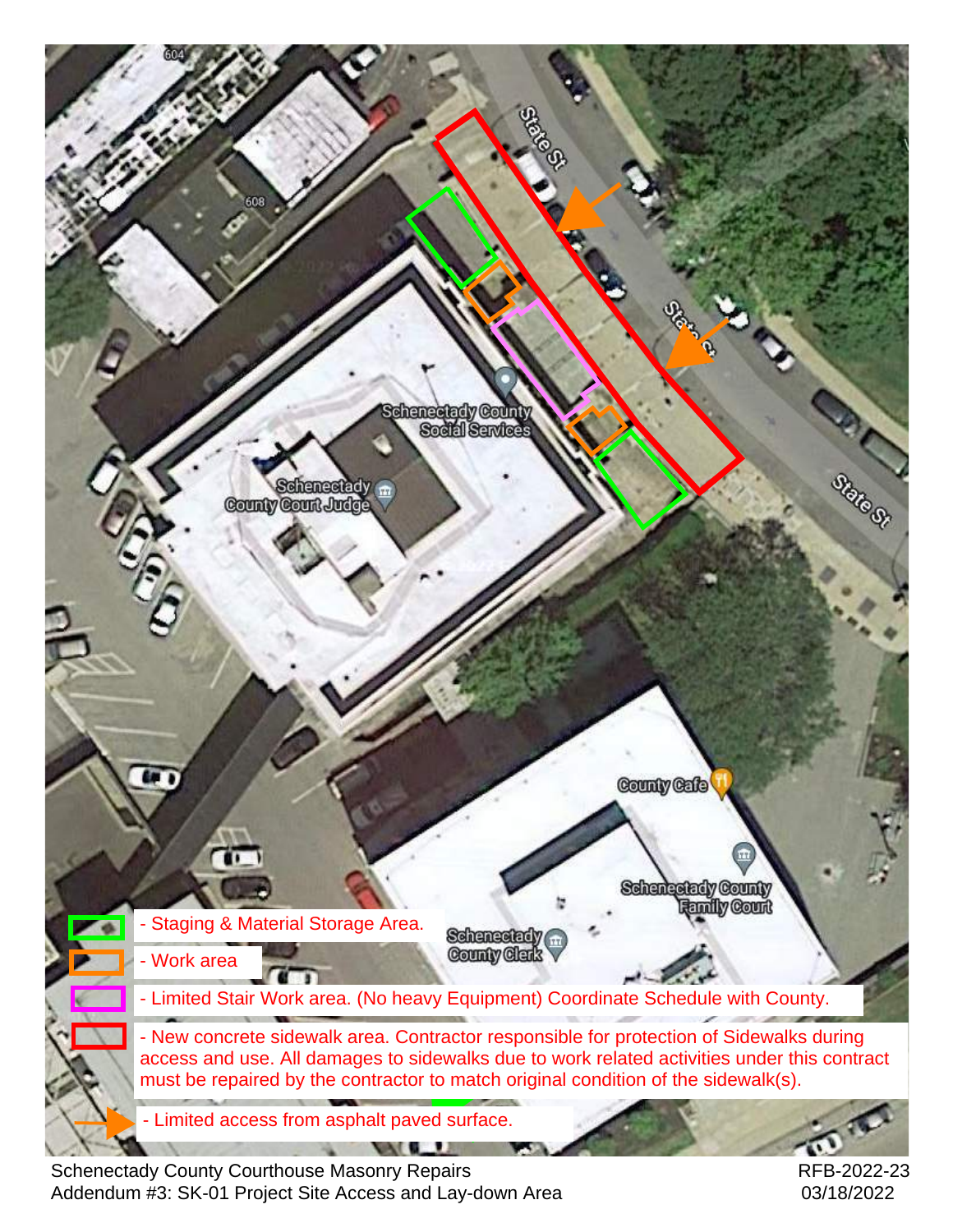- Staging & Material Storage Area.

- Work area

- Limited Stair Work area. (No heavy Equipment) Coordinate Schedule with County.

- New concrete sidewalk area. Contractor responsible for protection of Sidewalks during access and use. All damages to sidewalks due to work related activities under this contract must be repaired by the contractor to match original condition of the sidewalk(s).

- Limited access from asphalt paved surface.

Schenectady County Courthouse Masonry Repairs
Addendum #3: SK-01 Project Site Access and Lay-down Area

RFB-2022-23
03/18/2022